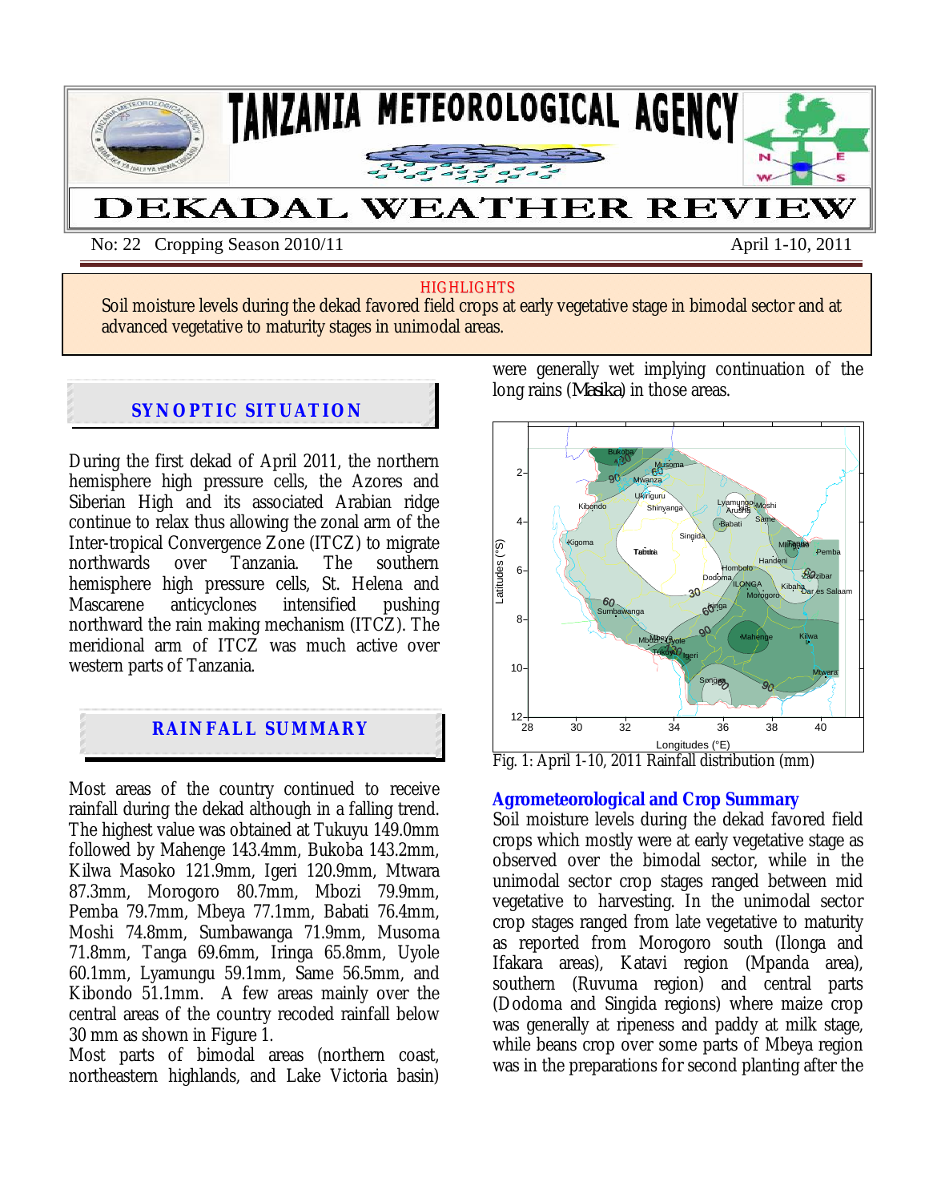# TANZANIA METEOROLOGICAL AGENCY

# DEKADAL WEATHER REVIEW

No: 22 Cropping Season 2010/11 — April 1-10, 2011

**HIGHLIGHTS**

Soil moisture levels during the dekad favored field crops at early vegetative stage in bimodal sector and at advanced vegetative to maturity stages in unimodal areas.

## SYNOPTIC SITUATION

During the first dekad of April 2011, the northern hemisphere high pressure cells, the Azores and Siberian High and its associated Arabian ridge continue to relax thus allowing the zonal arm of the Inter-tropical Convergence Zone (ITCZ) to migrate northwards over Tanzania. The southern hemisphere high pressure cells, St. Helena and Mascarene anticyclones intensified pushing northward the rain making mechanism (ITCZ). The meridional arm of ITCZ was much active over western parts of Tanzania.

## RAINFALL SUMMARY

Most areas of the country continued to receive rainfall during the dekad although in a falling trend. The highest value was obtained at Tukuyu 149.0mm followed by Mahenge 143.4mm, Bukoba 143.2mm, Kilwa Masoko 121.9mm, Igeri 120.9mm, Mtwara 87.3mm, Morogoro 80.7mm, Mbozi 79.9mm, Pemba 79.7mm, Mbeya 77.1mm, Babati 76.4mm, Moshi 74.8mm, Sumbawanga 71.9mm, Musoma 71.8mm, Tanga 69.6mm, Iringa 65.8mm, Uyole 60.1mm, Lyamungu 59.1mm, Same 56.5mm, and Kibondo 51.1mm. A few areas mainly over the central areas of the country recoded rainfall below 30 mm as shown in Figure 1.

Most parts of bimodal areas (northern coast, northeastern highlands, and Lake Victoria basin) were generally wet implying continuation of the long rains (*Masika*) in those areas.

Fig. 1: April 1-10, 2011 Rainfall distribution (mm)

## Agrometeorological and Crop Summary

Soil moisture levels during the dekad favored field crops which mostly were at early vegetative stage as observed over the bimodal sector, while in the unimodal sector crop stages ranged between mid vegetative to harvesting. In the unimodal sector crop stages ranged from late vegetative to maturity as reported from Morogoro south (Ilonga and Ifakara areas), Katavi region (Mpanda area), southern (Ruvuma region) and central parts (Dodoma and Singida regions) where maize crop was generally at ripeness and paddy at milk stage, while beans crop over some parts of Mbeya region was in the preparations for second planting after the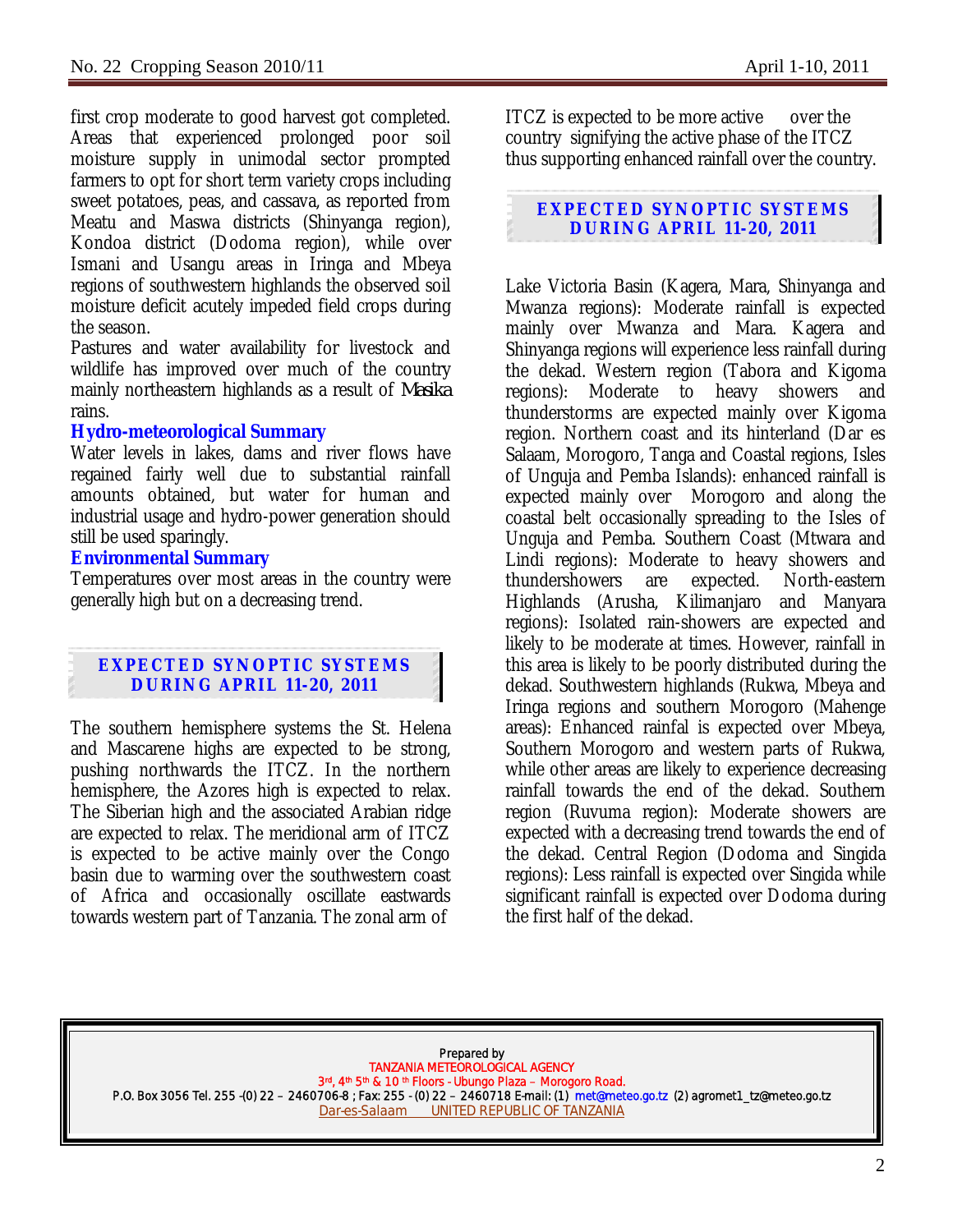first crop moderate to good harvest got completed. Areas that experienced prolonged poor soil moisture supply in unimodal sector prompted farmers to opt for short term variety crops including sweet potatoes, peas, and cassava, as reported from Meatu and Maswa districts (Shinyanga region), Kondoa district (Dodoma region), while over Ismani and Usangu areas in Iringa and Mbeya regions of southwestern highlands the observed soil moisture deficit acutely impeded field crops during the season.

Pastures and water availability for livestock and wildlife has improved over much of the country mainly northeastern highlands as a result of *Masika* rains.

### Hydro-meteorological Summary

Water levels in lakes, dams and river flows have regained fairly well due to substantial rainfall amounts obtained, but water for human and industrial usage and hydro-power generation should still be used sparingly.

### Environmental Summary

Temperatures over most areas in the country were generally high but on a decreasing trend.

## EXPECTED SYNOPTIC SYSTEMS DURING APRIL 11-20, 2011

The southern hemisphere systems the St. Helena and Mascarene highs are expected to be strong, pushing northwards the ITCZ. In the northern hemisphere, the Azores high is expected to relax. The Siberian high and the associated Arabian ridge are expected to relax. The meridional arm of ITCZ is expected to be active mainly over the Congo basin due to warming over the southwestern coast of Africa and occasionally oscillate eastwards towards western part of Tanzania. The zonal arm of ITCZ is expected to be more active over the country signifying the active phase of the ITCZ thus supporting enhanced rainfall over the country.

## EXPECTED SYNOPTIC SYSTEMS DURING APRIL 11-20, 2011

Lake Victoria Basin (Kagera, Mara, Shinyanga and Mwanza regions): Moderate rainfall is expected mainly over Mwanza and Mara. Kagera and Shinyanga regions will experience less rainfall during the dekad. Western region (Tabora and Kigoma regions): Moderate to heavy showers and thunderstorms are expected mainly over Kigoma region. Northern coast and its hinterland (Dar es Salaam, Morogoro, Tanga and Coastal regions, Isles of Unguja and Pemba Islands): enhanced rainfall is expected mainly over Morogoro and along the coastal belt occasionally spreading to the Isles of Unguja and Pemba. Southern Coast (Mtwara and Lindi regions): Moderate to heavy showers and thundershowers are expected. North-eastern Highlands (Arusha, Kilimanjaro and Manyara regions): Isolated rain-showers are expected and likely to be moderate at times. However, rainfall in this area is likely to be poorly distributed during the dekad. Southwestern highlands (Rukwa, Mbeya and Iringa regions and southern Morogoro (Mahenge areas): Enhanced rainfal is expected over Mbeya, Southern Morogoro and western parts of Rukwa, while other areas are likely to experience decreasing rainfall towards the end of the dekad. Southern region (Ruvuma region): Moderate showers are expected with a decreasing trend towards the end of the dekad. Central Region (Dodoma and Singida regions): Less rainfall is expected over Singida while significant rainfall is expected over Dodoma during the first half of the dekad.

Prepared by
TANZANIA METEOROLOGICAL AGENCY
3rd, 4th 5th & 10th Floors - Ubungo Plaza – Morogoro Road.
P.O. Box 3056 Tel. 255 -(0) 22 – 2460706-8 ; Fax: 255 - (0) 22 – 2460718 E-mail: (1) met@meteo.go.tz (2) agromet1_tz@meteo.go.tz
Dar-es-Salaam UNITED REPUBLIC OF TANZANIA